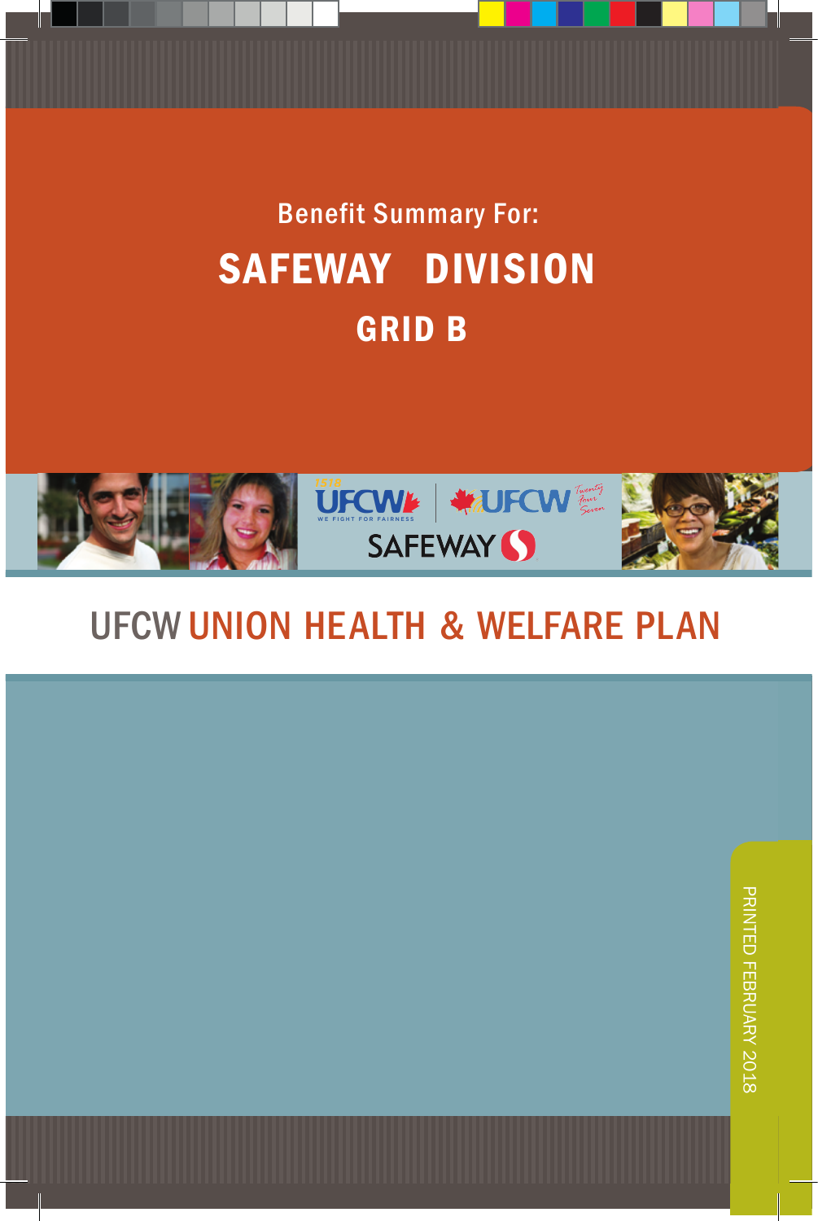Benefit Summary For:

# SAFEWAY DIVISION

## GRID B

UFCW 1518 — WE FIGHT FOR FAIRNESS

UFCW Twenty Four Seven

SAFEWAY

# UFCW UNION HEALTH & WELFARE PLAN

PRINTED FEBRUARY 2018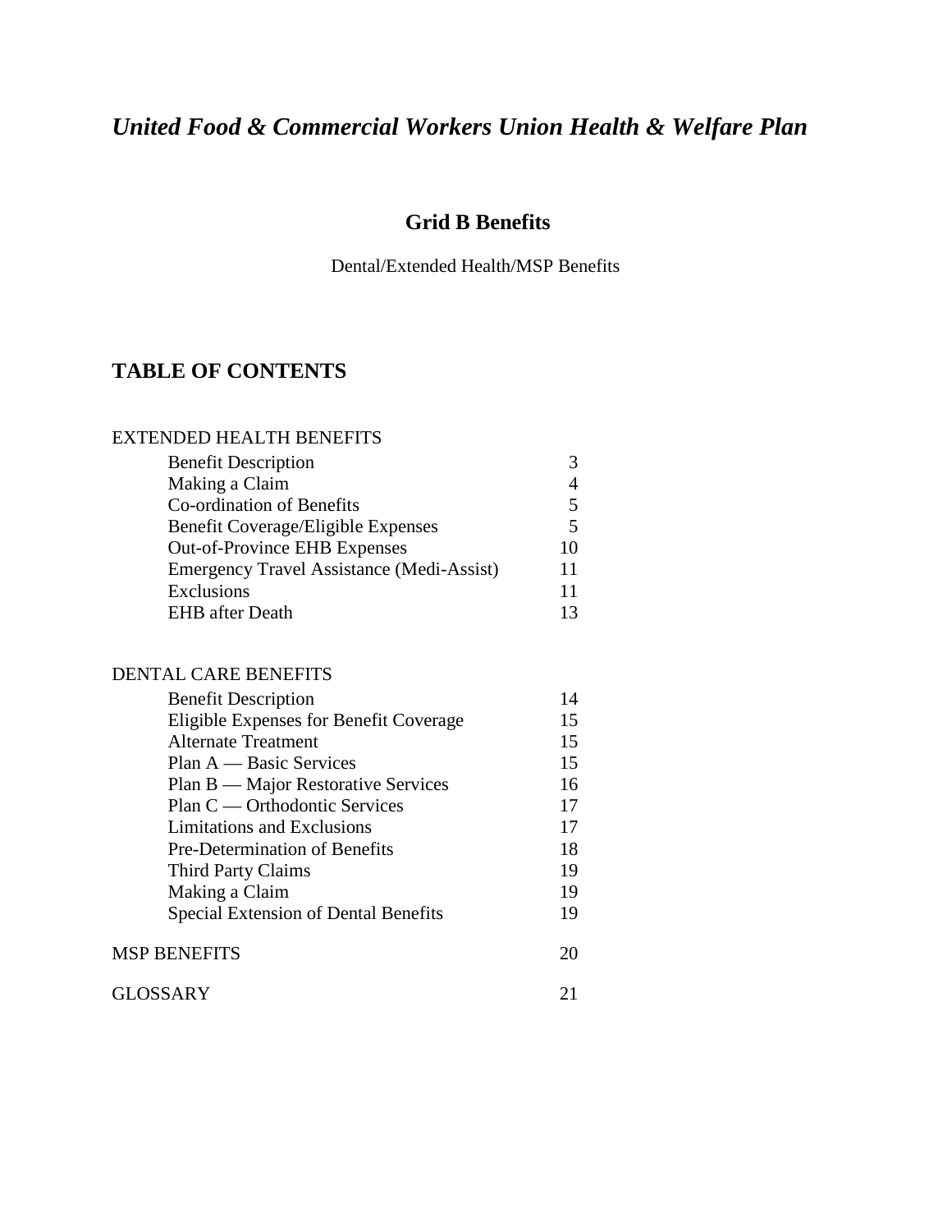# *United Food & Commercial Workers Union Health & Welfare Plan*

## Grid B Benefits

Dental/Extended Health/MSP Benefits

## TABLE OF CONTENTS

| EXTENDED HEALTH BENEFITS | |
|---|---|
| Benefit Description | 3 |
| Making a Claim | 4 |
| Co-ordination of Benefits | 5 |
| Benefit Coverage/Eligible Expenses | 5 |
| Out-of-Province EHB Expenses | 10 |
| Emergency Travel Assistance (Medi-Assist) | 11 |
| Exclusions | 11 |
| EHB after Death | 13 |
| **DENTAL CARE BENEFITS** | |
| Benefit Description | 14 |
| Eligible Expenses for Benefit Coverage | 15 |
| Alternate Treatment | 15 |
| Plan A — Basic Services | 15 |
| Plan B — Major Restorative Services | 16 |
| Plan C — Orthodontic Services | 17 |
| Limitations and Exclusions | 17 |
| Pre-Determination of Benefits | 18 |
| Third Party Claims | 19 |
| Making a Claim | 19 |
| Special Extension of Dental Benefits | 19 |
| **MSP BENEFITS** | 20 |
| **GLOSSARY** | 21 |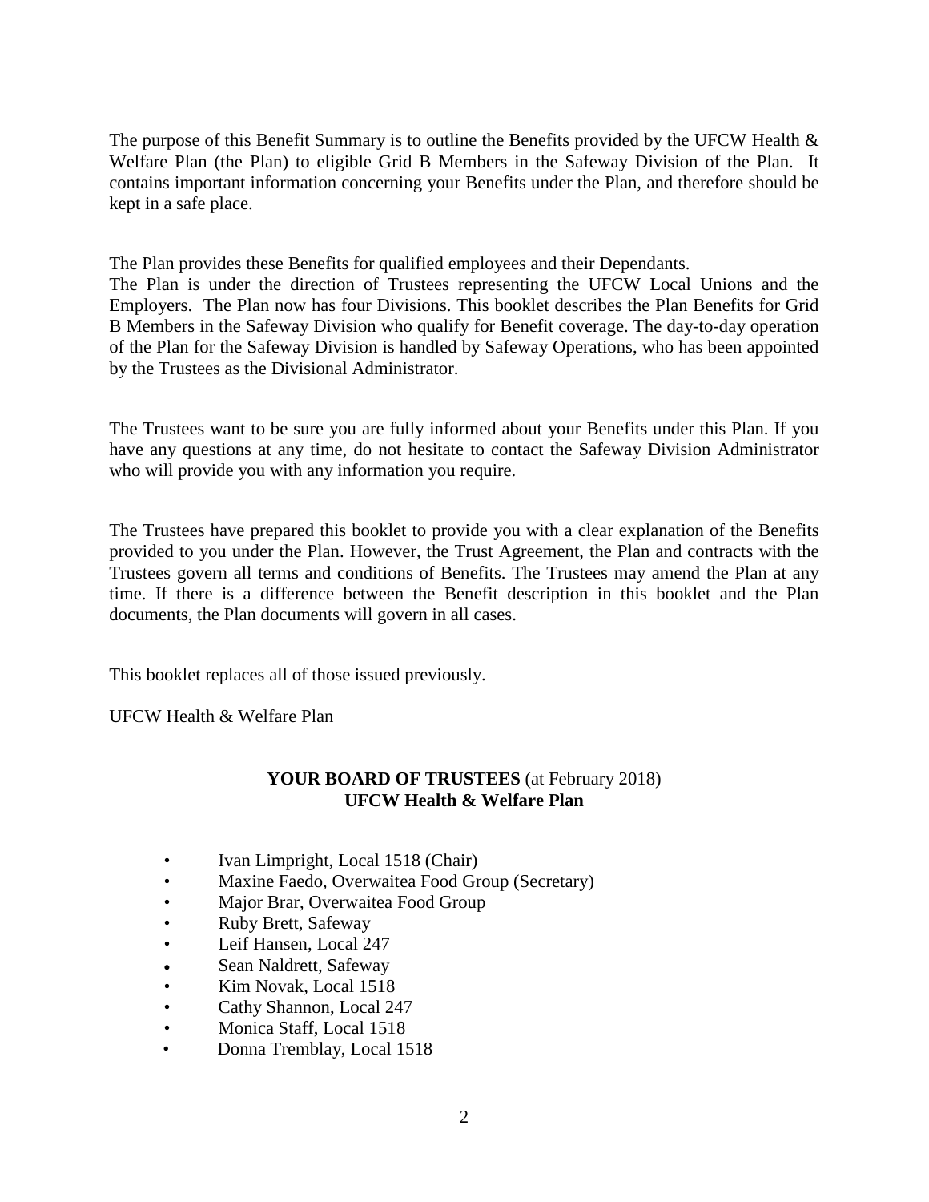The purpose of this Benefit Summary is to outline the Benefits provided by the UFCW Health & Welfare Plan (the Plan) to eligible Grid B Members in the Safeway Division of the Plan. It contains important information concerning your Benefits under the Plan, and therefore should be kept in a safe place.

The Plan provides these Benefits for qualified employees and their Dependants.
The Plan is under the direction of Trustees representing the UFCW Local Unions and the Employers. The Plan now has four Divisions. This booklet describes the Plan Benefits for Grid B Members in the Safeway Division who qualify for Benefit coverage. The day-to-day operation of the Plan for the Safeway Division is handled by Safeway Operations, who has been appointed by the Trustees as the Divisional Administrator.

The Trustees want to be sure you are fully informed about your Benefits under this Plan. If you have any questions at any time, do not hesitate to contact the Safeway Division Administrator who will provide you with any information you require.

The Trustees have prepared this booklet to provide you with a clear explanation of the Benefits provided to you under the Plan. However, the Trust Agreement, the Plan and contracts with the Trustees govern all terms and conditions of Benefits. The Trustees may amend the Plan at any time. If there is a difference between the Benefit description in this booklet and the Plan documents, the Plan documents will govern in all cases.

This booklet replaces all of those issued previously.

UFCW Health & Welfare Plan

**YOUR BOARD OF TRUSTEES** (at February 2018)
**UFCW Health & Welfare Plan**

- Ivan Limpright, Local 1518 (Chair)
- Maxine Faedo, Overwaitea Food Group (Secretary)
- Major Brar, Overwaitea Food Group
- Ruby Brett, Safeway
- Leif Hansen, Local 247
- Sean Naldrett, Safeway
- Kim Novak, Local 1518
- Cathy Shannon, Local 247
- Monica Staff, Local 1518
- Donna Tremblay, Local 1518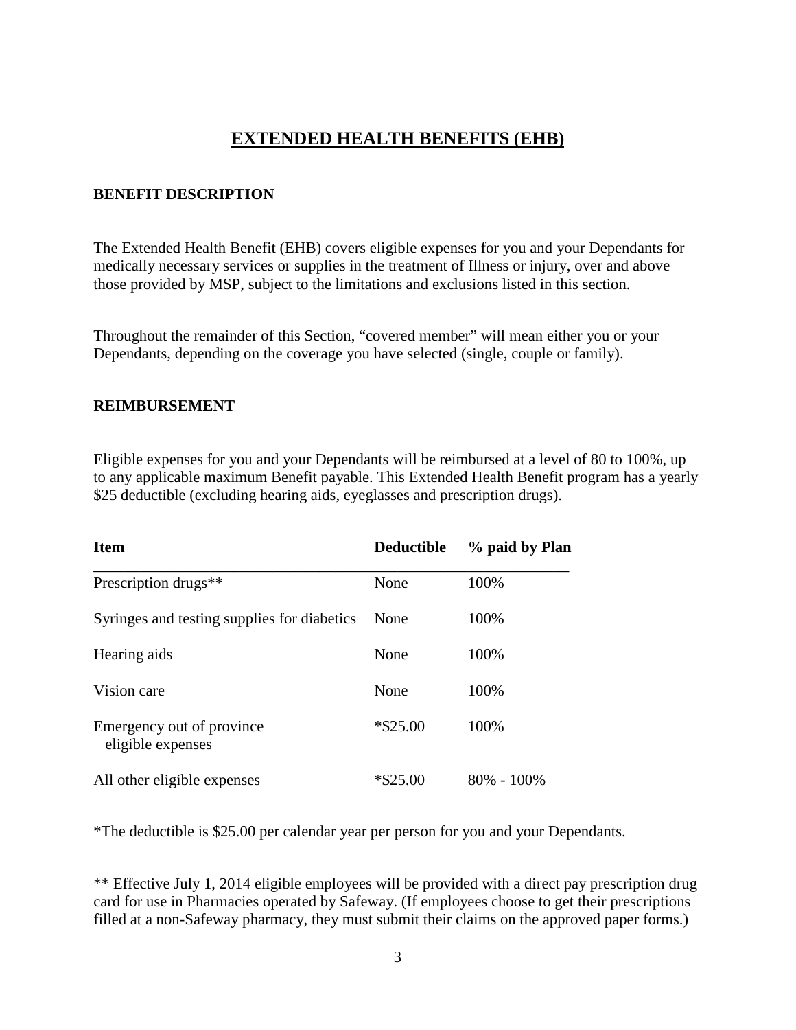# EXTENDED HEALTH BENEFITS (EHB)

### BENEFIT DESCRIPTION

The Extended Health Benefit (EHB) covers eligible expenses for you and your Dependants for medically necessary services or supplies in the treatment of Illness or injury, over and above those provided by MSP, subject to the limitations and exclusions listed in this section.

Throughout the remainder of this Section, "covered member" will mean either you or your Dependants, depending on the coverage you have selected (single, couple or family).

### REIMBURSEMENT

Eligible expenses for you and your Dependants will be reimbursed at a level of 80 to 100%, up to any applicable maximum Benefit payable. This Extended Health Benefit program has a yearly $25 deductible (excluding hearing aids, eyeglasses and prescription drugs).

| Item | Deductible | % paid by Plan |
|---|---|---|
| Prescription drugs** | None | 100% |
| Syringes and testing supplies for diabetics | None | 100% |
| Hearing aids | None | 100% |
| Vision care | None | 100% |
| Emergency out of province eligible expenses | *$25.00 | 100% |
| All other eligible expenses | *$25.00 | 80% - 100% |

*The deductible is $25.00 per calendar year per person for you and your Dependants.

** Effective July 1, 2014 eligible employees will be provided with a direct pay prescription drug card for use in Pharmacies operated by Safeway. (If employees choose to get their prescriptions filled at a non-Safeway pharmacy, they must submit their claims on the approved paper forms.)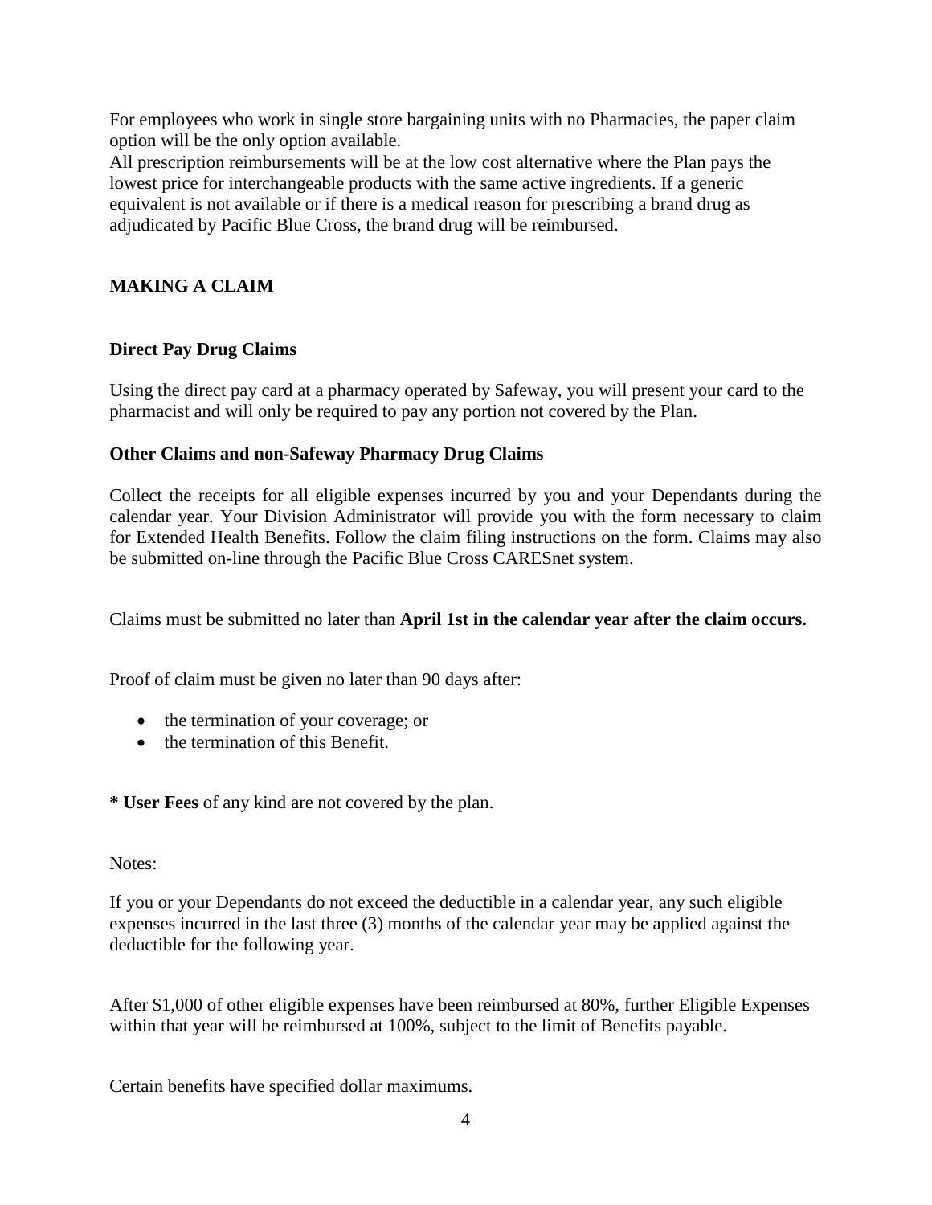For employees who work in single store bargaining units with no Pharmacies, the paper claim option will be the only option available.

All prescription reimbursements will be at the low cost alternative where the Plan pays the lowest price for interchangeable products with the same active ingredients. If a generic equivalent is not available or if there is a medical reason for prescribing a brand drug as adjudicated by Pacific Blue Cross, the brand drug will be reimbursed.

## MAKING A CLAIM

### Direct Pay Drug Claims

Using the direct pay card at a pharmacy operated by Safeway, you will present your card to the pharmacist and will only be required to pay any portion not covered by the Plan.

### Other Claims and non-Safeway Pharmacy Drug Claims

Collect the receipts for all eligible expenses incurred by you and your Dependants during the calendar year. Your Division Administrator will provide you with the form necessary to claim for Extended Health Benefits. Follow the claim filing instructions on the form. Claims may also be submitted on-line through the Pacific Blue Cross CARESnet system.

Claims must be submitted no later than **April 1st in the calendar year after the claim occurs.**

Proof of claim must be given no later than 90 days after:

- the termination of your coverage; or
- the termination of this Benefit.

**\* User Fees** of any kind are not covered by the plan.

Notes:

If you or your Dependants do not exceed the deductible in a calendar year, any such eligible expenses incurred in the last three (3) months of the calendar year may be applied against the deductible for the following year.

After $1,000 of other eligible expenses have been reimbursed at 80%, further Eligible Expenses within that year will be reimbursed at 100%, subject to the limit of Benefits payable.

Certain benefits have specified dollar maximums.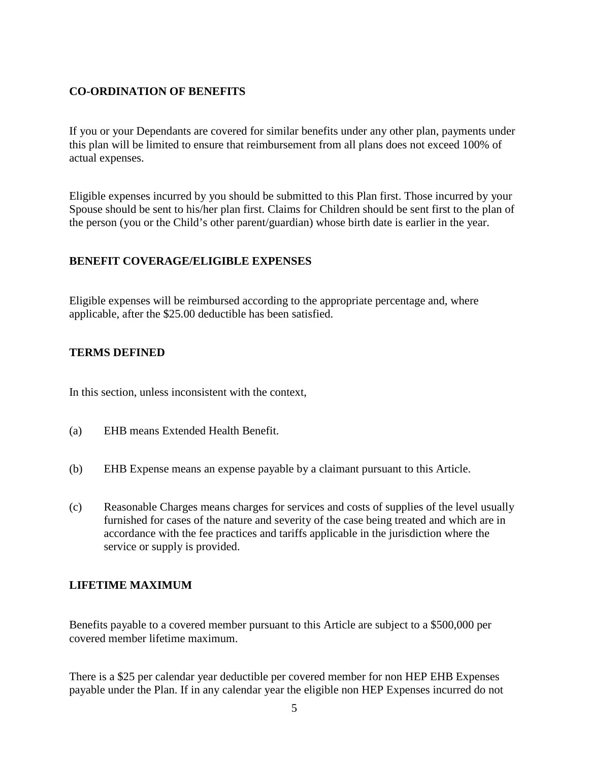## CO-ORDINATION OF BENEFITS

If you or your Dependants are covered for similar benefits under any other plan, payments under this plan will be limited to ensure that reimbursement from all plans does not exceed 100% of actual expenses.

Eligible expenses incurred by you should be submitted to this Plan first. Those incurred by your Spouse should be sent to his/her plan first. Claims for Children should be sent first to the plan of the person (you or the Child's other parent/guardian) whose birth date is earlier in the year.

## BENEFIT COVERAGE/ELIGIBLE EXPENSES

Eligible expenses will be reimbursed according to the appropriate percentage and, where applicable, after the $25.00 deductible has been satisfied.

## TERMS DEFINED

In this section, unless inconsistent with the context,

(a) EHB means Extended Health Benefit.

(b) EHB Expense means an expense payable by a claimant pursuant to this Article.

(c) Reasonable Charges means charges for services and costs of supplies of the level usually furnished for cases of the nature and severity of the case being treated and which are in accordance with the fee practices and tariffs applicable in the jurisdiction where the service or supply is provided.

## LIFETIME MAXIMUM

Benefits payable to a covered member pursuant to this Article are subject to a $500,000 per covered member lifetime maximum.

There is a $25 per calendar year deductible per covered member for non HEP EHB Expenses payable under the Plan. If in any calendar year the eligible non HEP Expenses incurred do not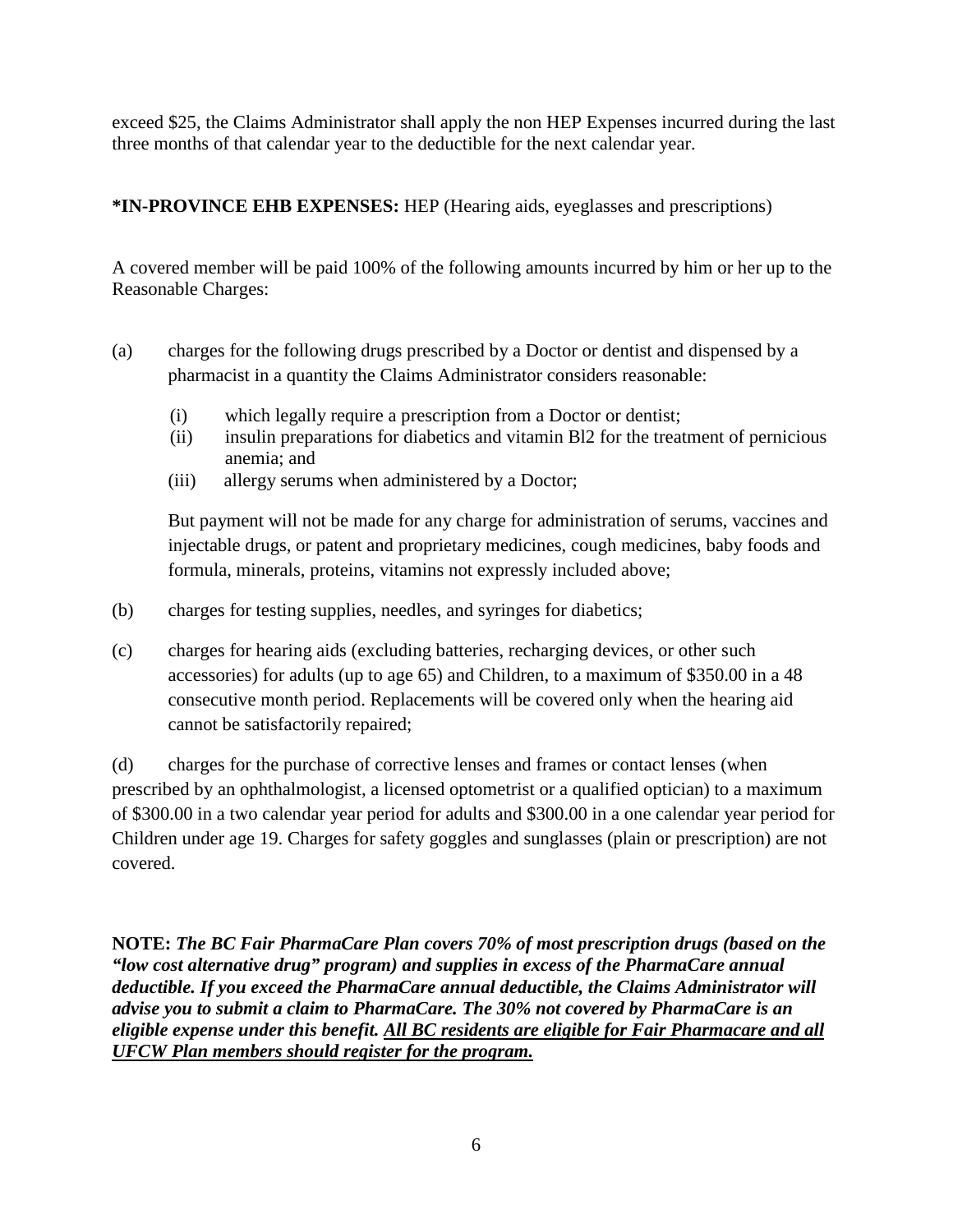exceed $25, the Claims Administrator shall apply the non HEP Expenses incurred during the last three months of that calendar year to the deductible for the next calendar year.

**\*IN-PROVINCE EHB EXPENSES:** HEP (Hearing aids, eyeglasses and prescriptions)

A covered member will be paid 100% of the following amounts incurred by him or her up to the Reasonable Charges:

(a) charges for the following drugs prescribed by a Doctor or dentist and dispensed by a pharmacist in a quantity the Claims Administrator considers reasonable:

   (i) which legally require a prescription from a Doctor or dentist;
   (ii) insulin preparations for diabetics and vitamin Bl2 for the treatment of pernicious anemia; and
   (iii) allergy serums when administered by a Doctor;

   But payment will not be made for any charge for administration of serums, vaccines and injectable drugs, or patent and proprietary medicines, cough medicines, baby foods and formula, minerals, proteins, vitamins not expressly included above;

(b) charges for testing supplies, needles, and syringes for diabetics;

(c) charges for hearing aids (excluding batteries, recharging devices, or other such accessories) for adults (up to age 65) and Children, to a maximum of $350.00 in a 48 consecutive month period. Replacements will be covered only when the hearing aid cannot be satisfactorily repaired;

(d) charges for the purchase of corrective lenses and frames or contact lenses (when prescribed by an ophthalmologist, a licensed optometrist or a qualified optician) to a maximum of $300.00 in a two calendar year period for adults and $300.00 in a one calendar year period for Children under age 19. Charges for safety goggles and sunglasses (plain or prescription) are not covered.

**NOTE:** ***The BC Fair PharmaCare Plan covers 70% of most prescription drugs (based on the "low cost alternative drug" program) and supplies in excess of the PharmaCare annual deductible. If you exceed the PharmaCare annual deductible, the Claims Administrator will advise you to submit a claim to PharmaCare. The 30% not covered by PharmaCare is an eligible expense under this benefit. <u>All BC residents are eligible for Fair Pharmacare and all UFCW Plan members should register for the program.</u>***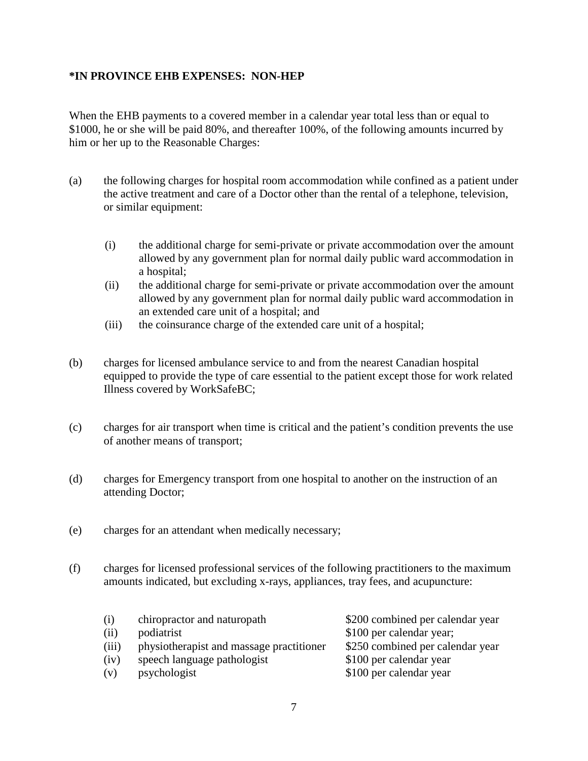**\*IN PROVINCE EHB EXPENSES: NON-HEP**

When the EHB payments to a covered member in a calendar year total less than or equal to $1000, he or she will be paid 80%, and thereafter 100%, of the following amounts incurred by him or her up to the Reasonable Charges:

(a) the following charges for hospital room accommodation while confined as a patient under the active treatment and care of a Doctor other than the rental of a telephone, television, or similar equipment:

  (i) the additional charge for semi-private or private accommodation over the amount allowed by any government plan for normal daily public ward accommodation in a hospital;
  (ii) the additional charge for semi-private or private accommodation over the amount allowed by any government plan for normal daily public ward accommodation in an extended care unit of a hospital; and
  (iii) the coinsurance charge of the extended care unit of a hospital;

(b) charges for licensed ambulance service to and from the nearest Canadian hospital equipped to provide the type of care essential to the patient except those for work related Illness covered by WorkSafeBC;

(c) charges for air transport when time is critical and the patient's condition prevents the use of another means of transport;

(d) charges for Emergency transport from one hospital to another on the instruction of an attending Doctor;

(e) charges for an attendant when medically necessary;

(f) charges for licensed professional services of the following practitioners to the maximum amounts indicated, but excluding x-rays, appliances, tray fees, and acupuncture:

| | | |
|---|---|---|
| (i) | chiropractor and naturopath | $200 combined per calendar year |
| (ii) | podiatrist | $100 per calendar year; |
| (iii) | physiotherapist and massage practitioner | $250 combined per calendar year |
| (iv) | speech language pathologist | $100 per calendar year |
| (v) | psychologist | $100 per calendar year |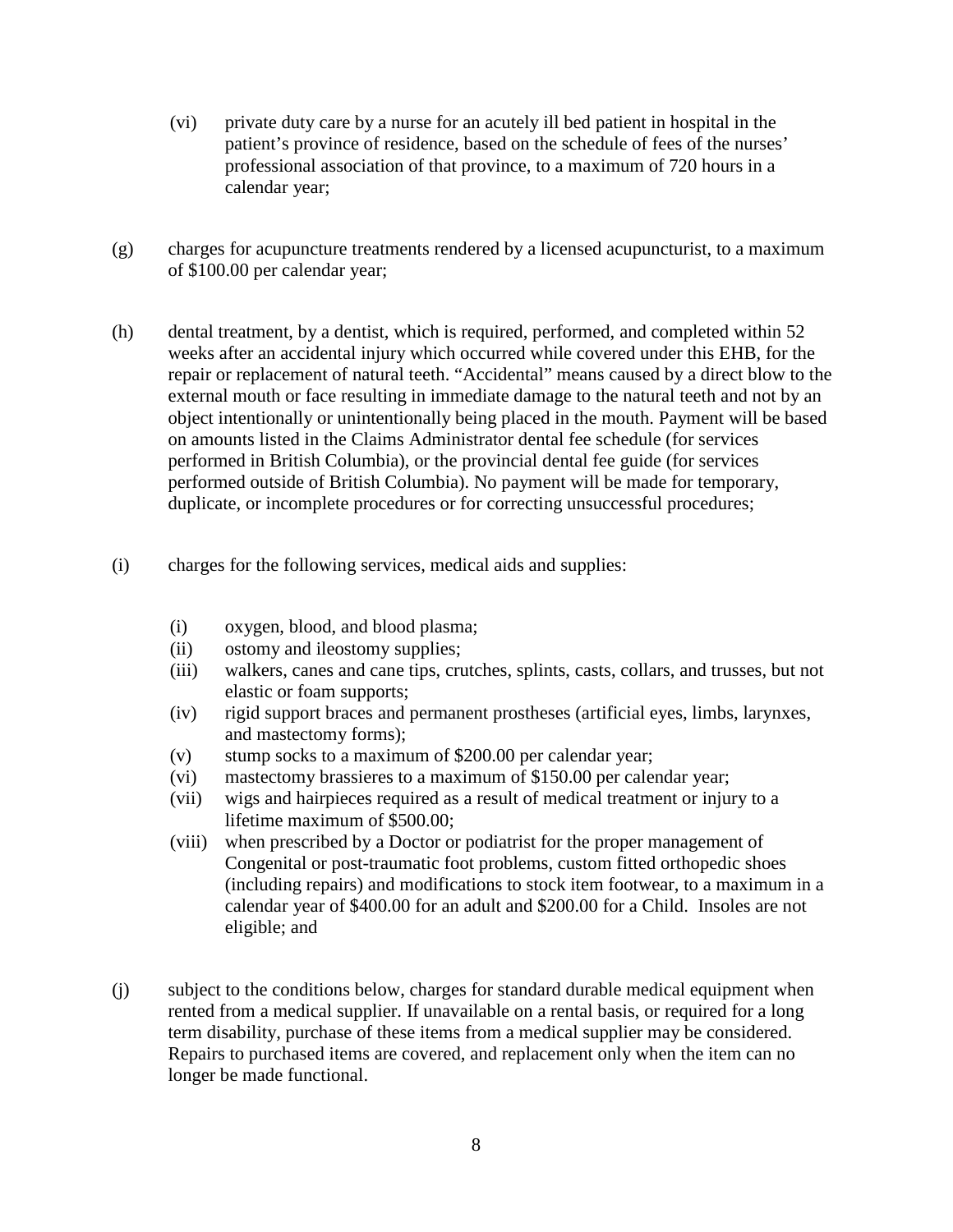(vi) private duty care by a nurse for an acutely ill bed patient in hospital in the patient's province of residence, based on the schedule of fees of the nurses' professional association of that province, to a maximum of 720 hours in a calendar year;

(g) charges for acupuncture treatments rendered by a licensed acupuncturist, to a maximum of $100.00 per calendar year;

(h) dental treatment, by a dentist, which is required, performed, and completed within 52 weeks after an accidental injury which occurred while covered under this EHB, for the repair or replacement of natural teeth. "Accidental" means caused by a direct blow to the external mouth or face resulting in immediate damage to the natural teeth and not by an object intentionally or unintentionally being placed in the mouth. Payment will be based on amounts listed in the Claims Administrator dental fee schedule (for services performed in British Columbia), or the provincial dental fee guide (for services performed outside of British Columbia). No payment will be made for temporary, duplicate, or incomplete procedures or for correcting unsuccessful procedures;

(i) charges for the following services, medical aids and supplies:

- (i) oxygen, blood, and blood plasma;
- (ii) ostomy and ileostomy supplies;
- (iii) walkers, canes and cane tips, crutches, splints, casts, collars, and trusses, but not elastic or foam supports;
- (iv) rigid support braces and permanent prostheses (artificial eyes, limbs, larynxes, and mastectomy forms);
- (v) stump socks to a maximum of $200.00 per calendar year;
- (vi) mastectomy brassieres to a maximum of $150.00 per calendar year;
- (vii) wigs and hairpieces required as a result of medical treatment or injury to a lifetime maximum of $500.00;
- (viii) when prescribed by a Doctor or podiatrist for the proper management of Congenital or post-traumatic foot problems, custom fitted orthopedic shoes (including repairs) and modifications to stock item footwear, to a maximum in a calendar year of $400.00 for an adult and $200.00 for a Child. Insoles are not eligible; and

(j) subject to the conditions below, charges for standard durable medical equipment when rented from a medical supplier. If unavailable on a rental basis, or required for a long term disability, purchase of these items from a medical supplier may be considered. Repairs to purchased items are covered, and replacement only when the item can no longer be made functional.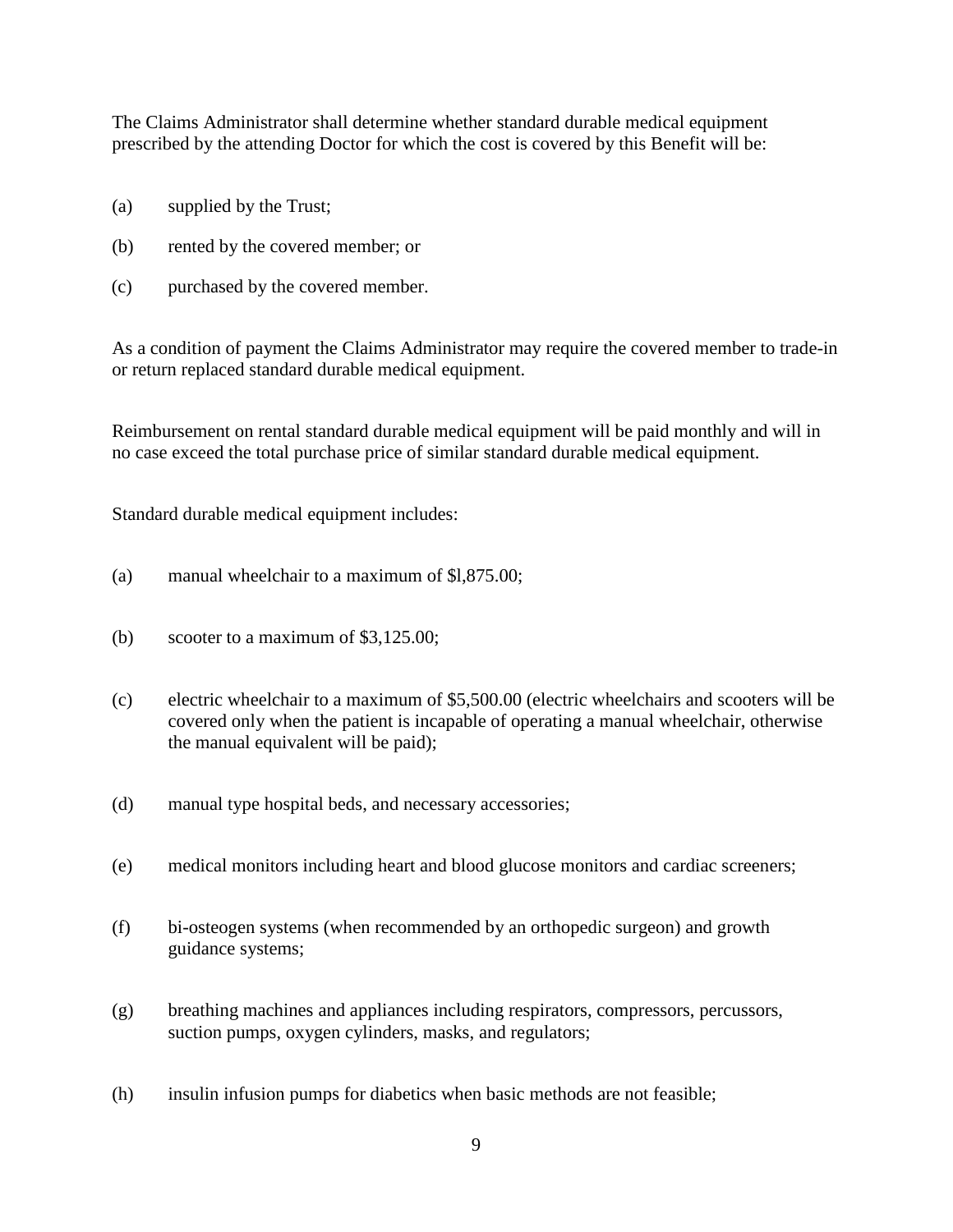The Claims Administrator shall determine whether standard durable medical equipment prescribed by the attending Doctor for which the cost is covered by this Benefit will be:

(a) supplied by the Trust;

(b) rented by the covered member; or

(c) purchased by the covered member.

As a condition of payment the Claims Administrator may require the covered member to trade-in or return replaced standard durable medical equipment.

Reimbursement on rental standard durable medical equipment will be paid monthly and will in no case exceed the total purchase price of similar standard durable medical equipment.

Standard durable medical equipment includes:

(a) manual wheelchair to a maximum of $l,875.00;

(b) scooter to a maximum of $3,125.00;

(c) electric wheelchair to a maximum of $5,500.00 (electric wheelchairs and scooters will be covered only when the patient is incapable of operating a manual wheelchair, otherwise the manual equivalent will be paid);

(d) manual type hospital beds, and necessary accessories;

(e) medical monitors including heart and blood glucose monitors and cardiac screeners;

(f) bi-osteogen systems (when recommended by an orthopedic surgeon) and growth guidance systems;

(g) breathing machines and appliances including respirators, compressors, percussors, suction pumps, oxygen cylinders, masks, and regulators;

(h) insulin infusion pumps for diabetics when basic methods are not feasible;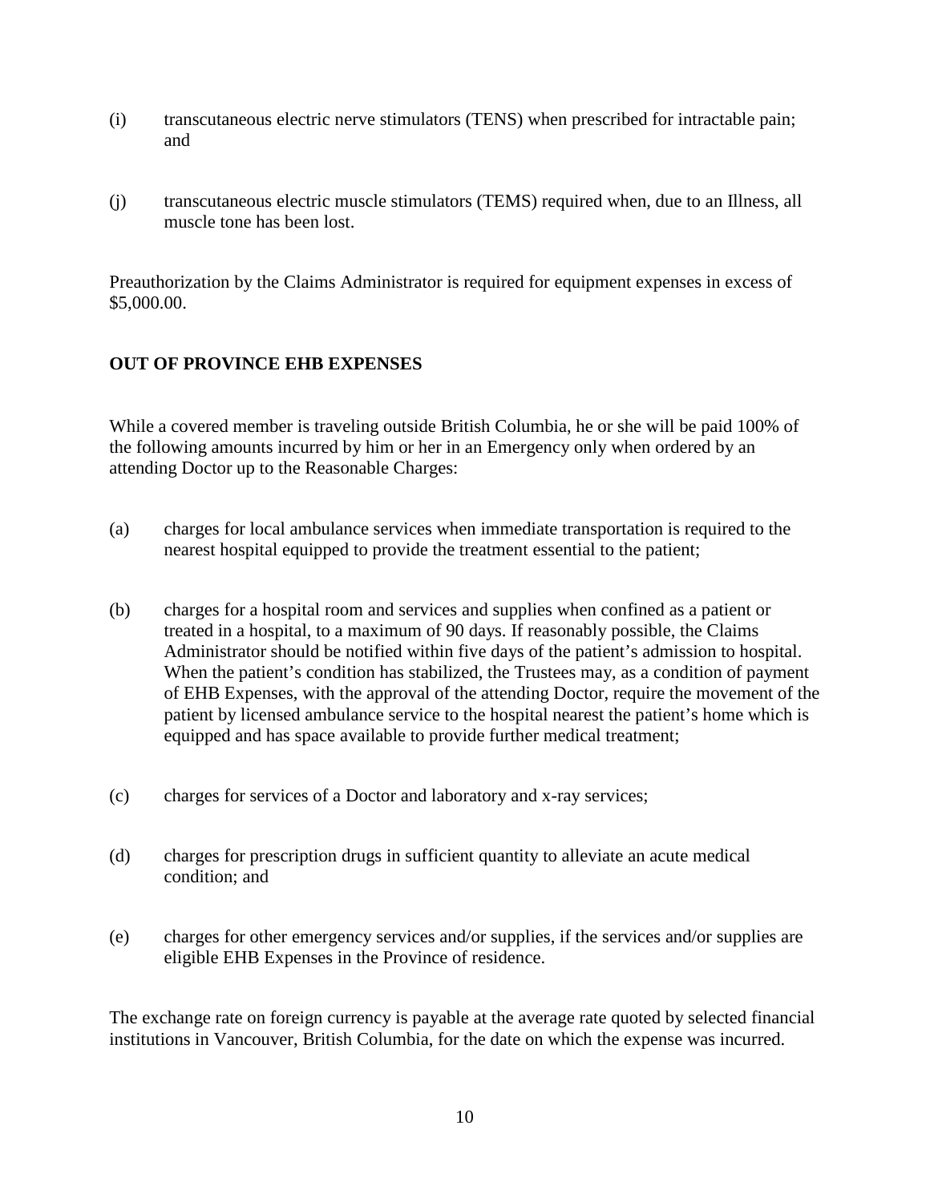(i) transcutaneous electric nerve stimulators (TENS) when prescribed for intractable pain; and

(j) transcutaneous electric muscle stimulators (TEMS) required when, due to an Illness, all muscle tone has been lost.

Preauthorization by the Claims Administrator is required for equipment expenses in excess of $5,000.00.

**OUT OF PROVINCE EHB EXPENSES**

While a covered member is traveling outside British Columbia, he or she will be paid 100% of the following amounts incurred by him or her in an Emergency only when ordered by an attending Doctor up to the Reasonable Charges:

(a) charges for local ambulance services when immediate transportation is required to the nearest hospital equipped to provide the treatment essential to the patient;

(b) charges for a hospital room and services and supplies when confined as a patient or treated in a hospital, to a maximum of 90 days. If reasonably possible, the Claims Administrator should be notified within five days of the patient's admission to hospital. When the patient's condition has stabilized, the Trustees may, as a condition of payment of EHB Expenses, with the approval of the attending Doctor, require the movement of the patient by licensed ambulance service to the hospital nearest the patient's home which is equipped and has space available to provide further medical treatment;

(c) charges for services of a Doctor and laboratory and x-ray services;

(d) charges for prescription drugs in sufficient quantity to alleviate an acute medical condition; and

(e) charges for other emergency services and/or supplies, if the services and/or supplies are eligible EHB Expenses in the Province of residence.

The exchange rate on foreign currency is payable at the average rate quoted by selected financial institutions in Vancouver, British Columbia, for the date on which the expense was incurred.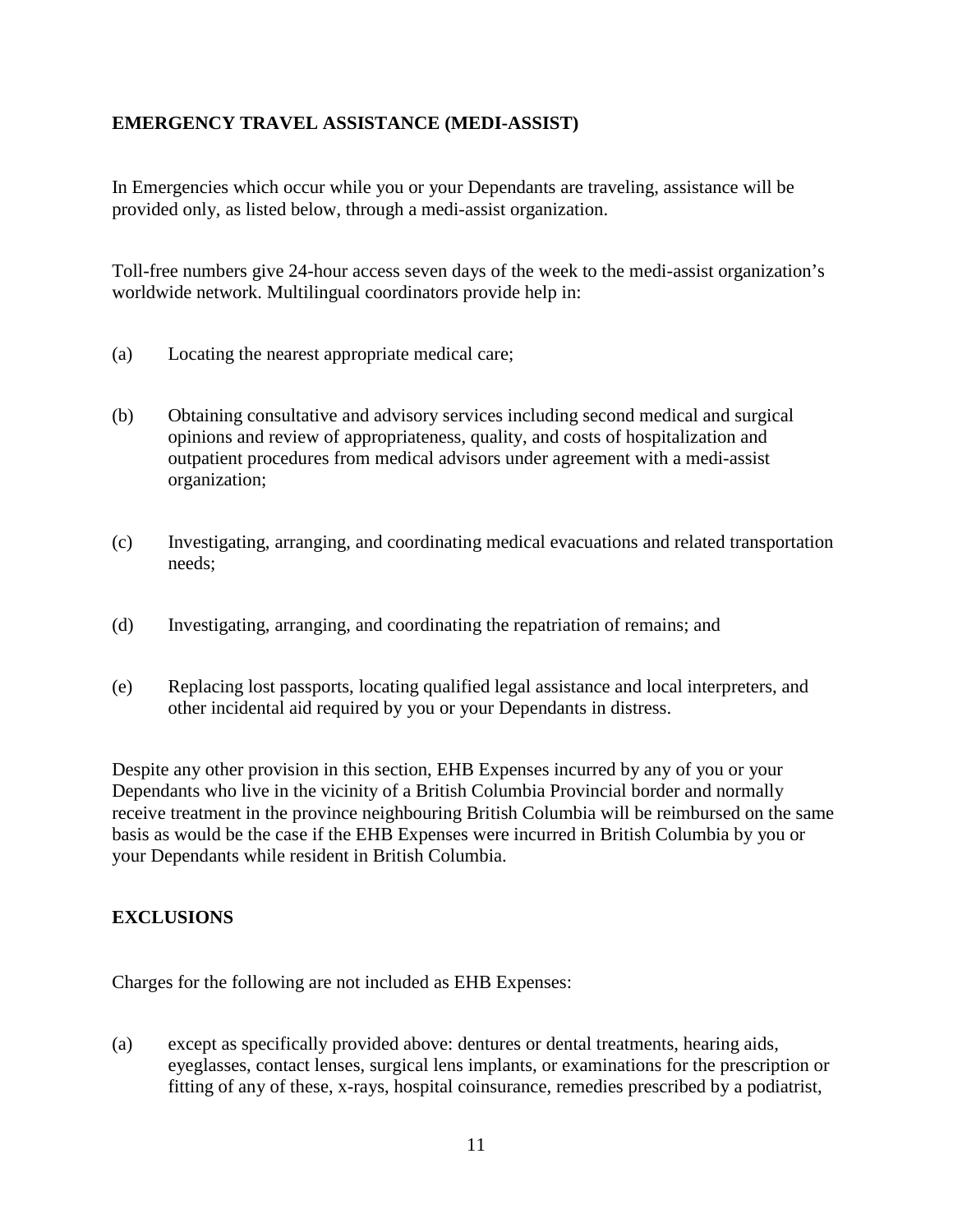## EMERGENCY TRAVEL ASSISTANCE (MEDI-ASSIST)

In Emergencies which occur while you or your Dependants are traveling, assistance will be provided only, as listed below, through a medi-assist organization.

Toll-free numbers give 24-hour access seven days of the week to the medi-assist organization's worldwide network. Multilingual coordinators provide help in:

(a) Locating the nearest appropriate medical care;

(b) Obtaining consultative and advisory services including second medical and surgical opinions and review of appropriateness, quality, and costs of hospitalization and outpatient procedures from medical advisors under agreement with a medi-assist organization;

(c) Investigating, arranging, and coordinating medical evacuations and related transportation needs;

(d) Investigating, arranging, and coordinating the repatriation of remains; and

(e) Replacing lost passports, locating qualified legal assistance and local interpreters, and other incidental aid required by you or your Dependants in distress.

Despite any other provision in this section, EHB Expenses incurred by any of you or your Dependants who live in the vicinity of a British Columbia Provincial border and normally receive treatment in the province neighbouring British Columbia will be reimbursed on the same basis as would be the case if the EHB Expenses were incurred in British Columbia by you or your Dependants while resident in British Columbia.

## EXCLUSIONS

Charges for the following are not included as EHB Expenses:

(a) except as specifically provided above: dentures or dental treatments, hearing aids, eyeglasses, contact lenses, surgical lens implants, or examinations for the prescription or fitting of any of these, x-rays, hospital coinsurance, remedies prescribed by a podiatrist,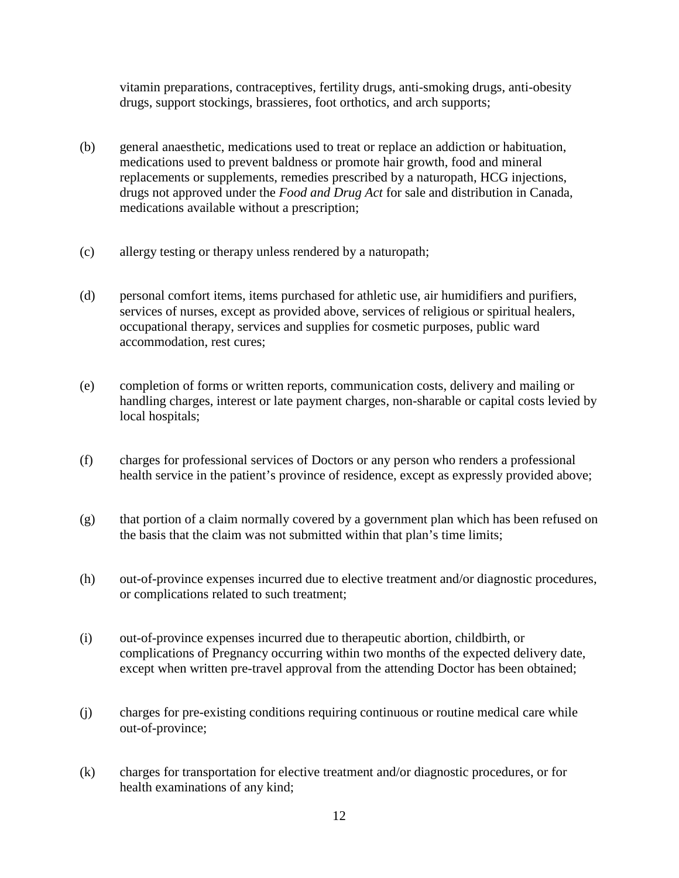vitamin preparations, contraceptives, fertility drugs, anti-smoking drugs, anti-obesity drugs, support stockings, brassieres, foot orthotics, and arch supports;

(b) general anaesthetic, medications used to treat or replace an addiction or habituation, medications used to prevent baldness or promote hair growth, food and mineral replacements or supplements, remedies prescribed by a naturopath, HCG injections, drugs not approved under the *Food and Drug Act* for sale and distribution in Canada, medications available without a prescription;

(c) allergy testing or therapy unless rendered by a naturopath;

(d) personal comfort items, items purchased for athletic use, air humidifiers and purifiers, services of nurses, except as provided above, services of religious or spiritual healers, occupational therapy, services and supplies for cosmetic purposes, public ward accommodation, rest cures;

(e) completion of forms or written reports, communication costs, delivery and mailing or handling charges, interest or late payment charges, non-sharable or capital costs levied by local hospitals;

(f) charges for professional services of Doctors or any person who renders a professional health service in the patient's province of residence, except as expressly provided above;

(g) that portion of a claim normally covered by a government plan which has been refused on the basis that the claim was not submitted within that plan's time limits;

(h) out-of-province expenses incurred due to elective treatment and/or diagnostic procedures, or complications related to such treatment;

(i) out-of-province expenses incurred due to therapeutic abortion, childbirth, or complications of Pregnancy occurring within two months of the expected delivery date, except when written pre-travel approval from the attending Doctor has been obtained;

(j) charges for pre-existing conditions requiring continuous or routine medical care while out-of-province;

(k) charges for transportation for elective treatment and/or diagnostic procedures, or for health examinations of any kind;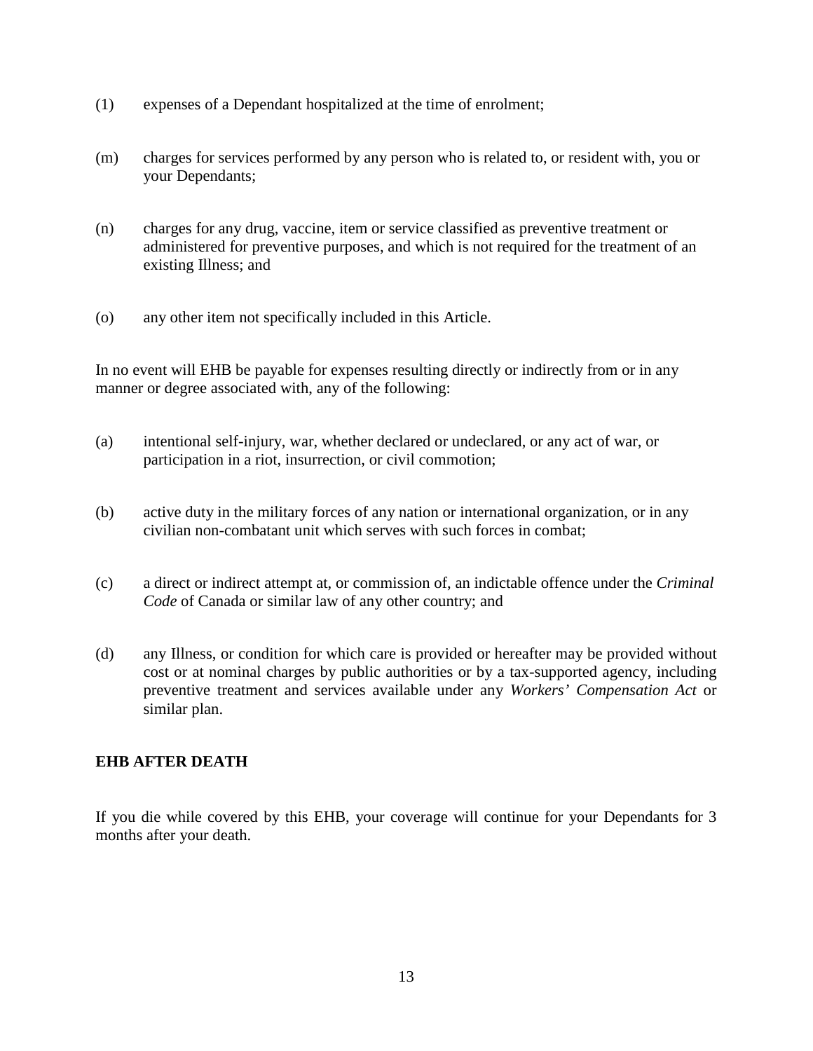(l) expenses of a Dependant hospitalized at the time of enrolment;

(m) charges for services performed by any person who is related to, or resident with, you or your Dependants;

(n) charges for any drug, vaccine, item or service classified as preventive treatment or administered for preventive purposes, and which is not required for the treatment of an existing Illness; and

(o) any other item not specifically included in this Article.

In no event will EHB be payable for expenses resulting directly or indirectly from or in any manner or degree associated with, any of the following:

(a) intentional self-injury, war, whether declared or undeclared, or any act of war, or participation in a riot, insurrection, or civil commotion;

(b) active duty in the military forces of any nation or international organization, or in any civilian non-combatant unit which serves with such forces in combat;

(c) a direct or indirect attempt at, or commission of, an indictable offence under the *Criminal Code* of Canada or similar law of any other country; and

(d) any Illness, or condition for which care is provided or hereafter may be provided without cost or at nominal charges by public authorities or by a tax-supported agency, including preventive treatment and services available under any *Workers' Compensation Act* or similar plan.

**EHB AFTER DEATH**

If you die while covered by this EHB, your coverage will continue for your Dependants for 3 months after your death.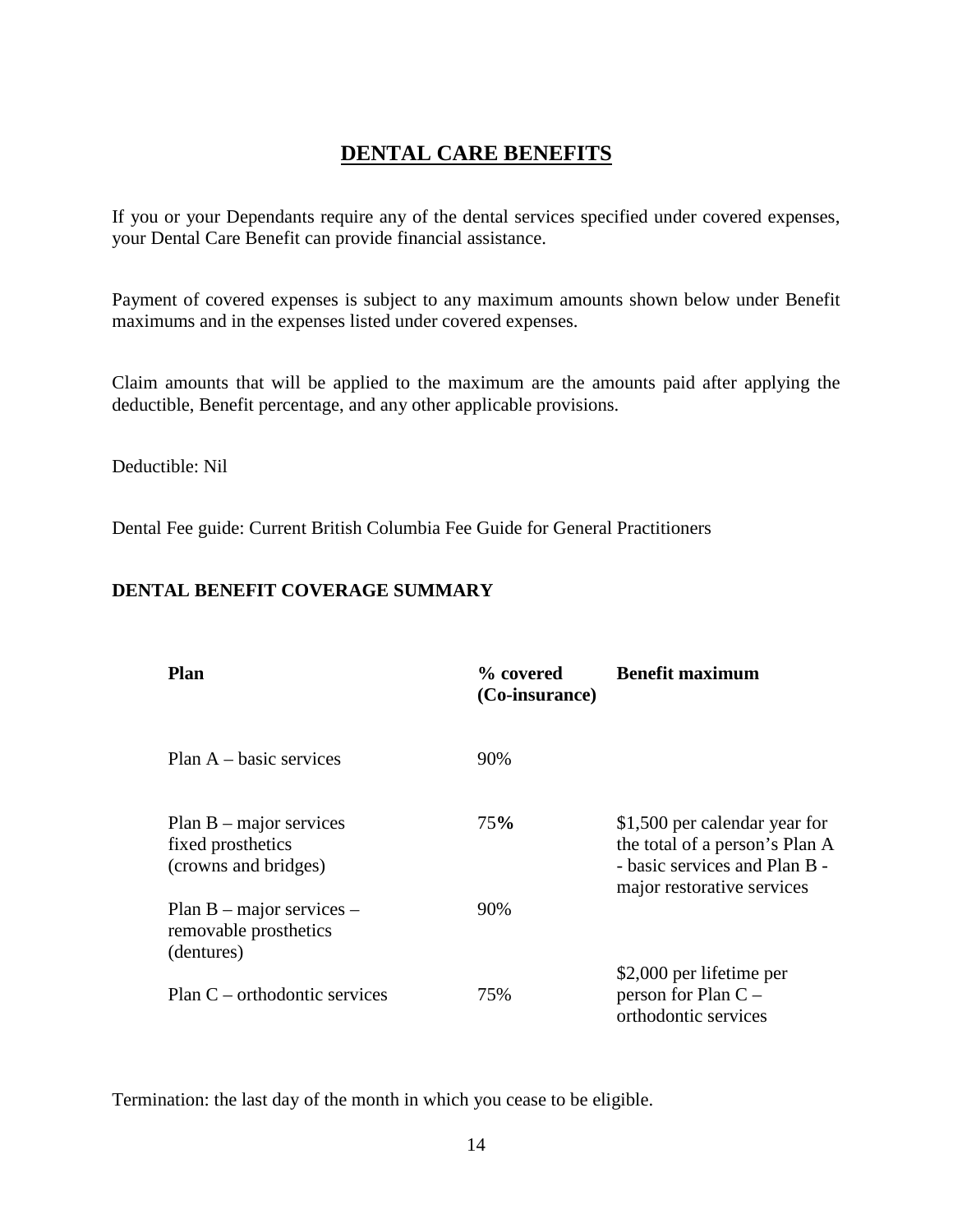# DENTAL CARE BENEFITS

If you or your Dependants require any of the dental services specified under covered expenses, your Dental Care Benefit can provide financial assistance.

Payment of covered expenses is subject to any maximum amounts shown below under Benefit maximums and in the expenses listed under covered expenses.

Claim amounts that will be applied to the maximum are the amounts paid after applying the deductible, Benefit percentage, and any other applicable provisions.

Deductible: Nil

Dental Fee guide: Current British Columbia Fee Guide for General Practitioners

### DENTAL BENEFIT COVERAGE SUMMARY

| Plan | % covered (Co-insurance) | Benefit maximum |
| --- | --- | --- |
| Plan A – basic services | 90% | |
| Plan B – major services fixed prosthetics (crowns and bridges) | 75% | $1,500 per calendar year for the total of a person's Plan A - basic services and Plan B - major restorative services |
| Plan B – major services – removable prosthetics (dentures) | 90% | |
| Plan C – orthodontic services | 75% | $2,000 per lifetime per person for Plan C – orthodontic services |

Termination: the last day of the month in which you cease to be eligible.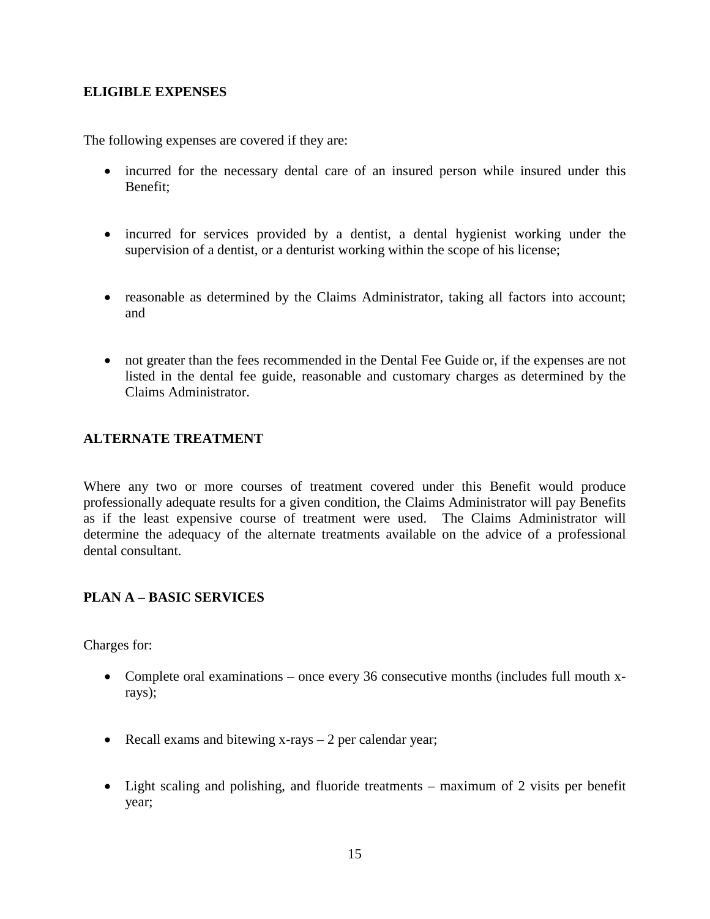## ELIGIBLE EXPENSES

The following expenses are covered if they are:

- incurred for the necessary dental care of an insured person while insured under this Benefit;
- incurred for services provided by a dentist, a dental hygienist working under the supervision of a dentist, or a denturist working within the scope of his license;
- reasonable as determined by the Claims Administrator, taking all factors into account; and
- not greater than the fees recommended in the Dental Fee Guide or, if the expenses are not listed in the dental fee guide, reasonable and customary charges as determined by the Claims Administrator.

## ALTERNATE TREATMENT

Where any two or more courses of treatment covered under this Benefit would produce professionally adequate results for a given condition, the Claims Administrator will pay Benefits as if the least expensive course of treatment were used. The Claims Administrator will determine the adequacy of the alternate treatments available on the advice of a professional dental consultant.

## PLAN A – BASIC SERVICES

Charges for:

- Complete oral examinations – once every 36 consecutive months (includes full mouth x-rays);
- Recall exams and bitewing x-rays – 2 per calendar year;
- Light scaling and polishing, and fluoride treatments – maximum of 2 visits per benefit year;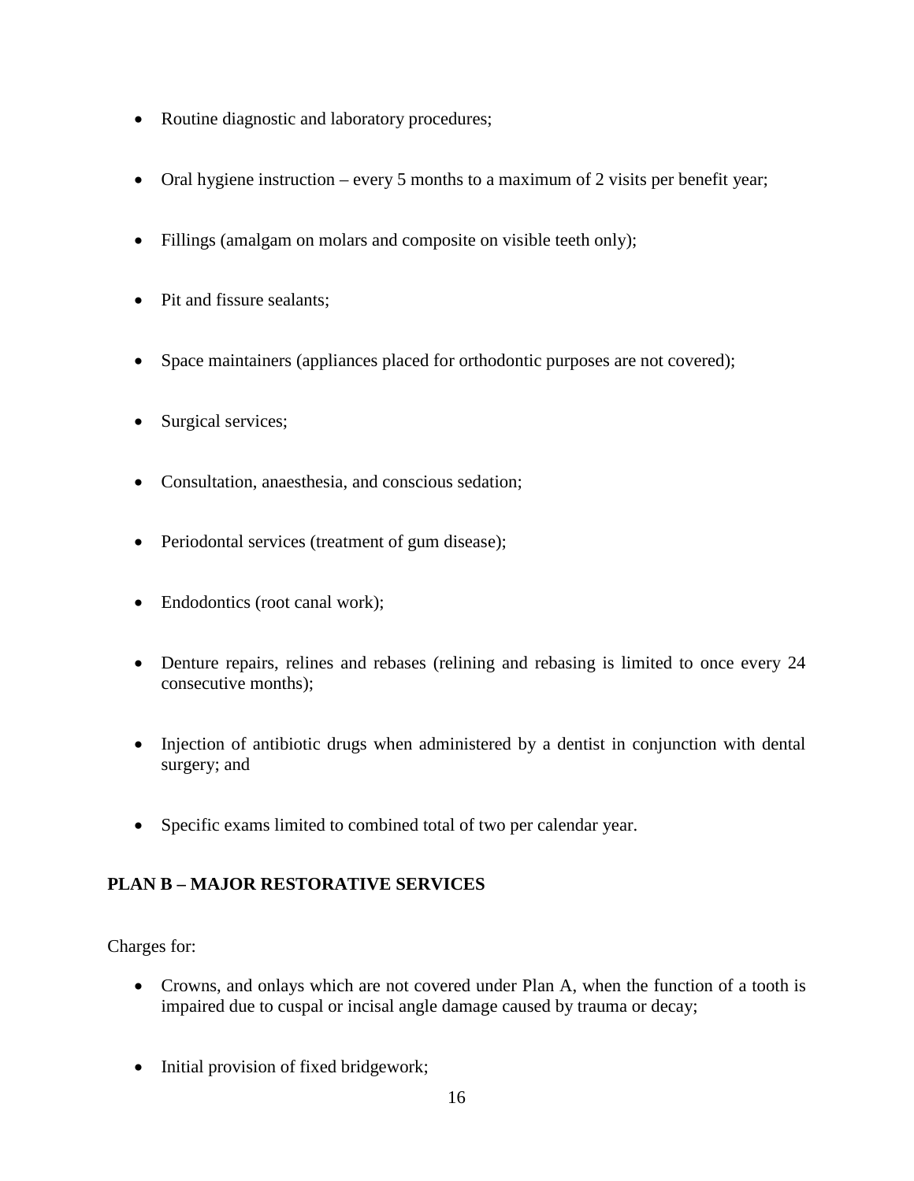- Routine diagnostic and laboratory procedures;
- Oral hygiene instruction – every 5 months to a maximum of 2 visits per benefit year;
- Fillings (amalgam on molars and composite on visible teeth only);
- Pit and fissure sealants;
- Space maintainers (appliances placed for orthodontic purposes are not covered);
- Surgical services;
- Consultation, anaesthesia, and conscious sedation;
- Periodontal services (treatment of gum disease);
- Endodontics (root canal work);
- Denture repairs, relines and rebases (relining and rebasing is limited to once every 24 consecutive months);
- Injection of antibiotic drugs when administered by a dentist in conjunction with dental surgery; and
- Specific exams limited to combined total of two per calendar year.

**PLAN B – MAJOR RESTORATIVE SERVICES**

Charges for:

- Crowns, and onlays which are not covered under Plan A, when the function of a tooth is impaired due to cuspal or incisal angle damage caused by trauma or decay;
- Initial provision of fixed bridgework;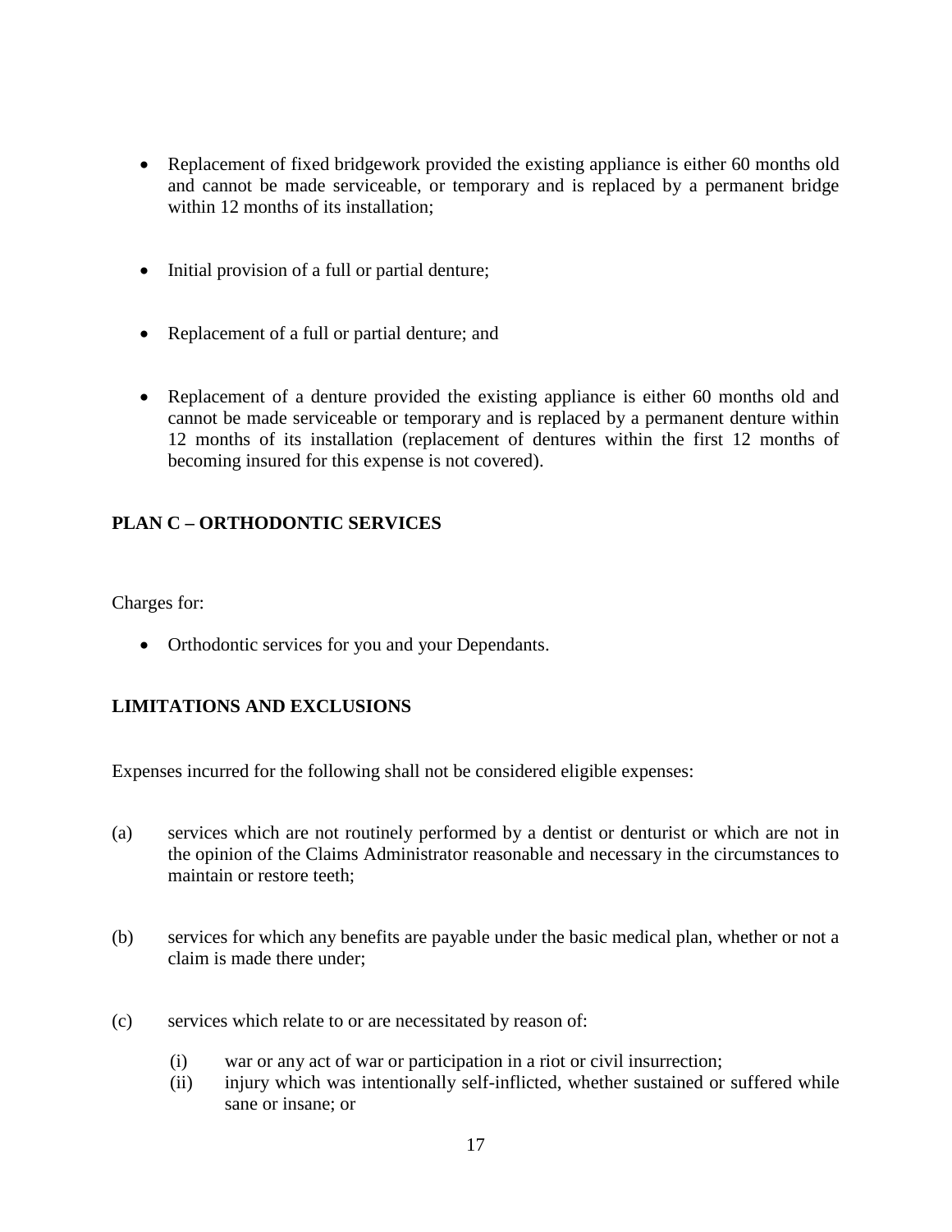- Replacement of fixed bridgework provided the existing appliance is either 60 months old and cannot be made serviceable, or temporary and is replaced by a permanent bridge within 12 months of its installation;

- Initial provision of a full or partial denture;

- Replacement of a full or partial denture; and

- Replacement of a denture provided the existing appliance is either 60 months old and cannot be made serviceable or temporary and is replaced by a permanent denture within 12 months of its installation (replacement of dentures within the first 12 months of becoming insured for this expense is not covered).

## PLAN C – ORTHODONTIC SERVICES

Charges for:

- Orthodontic services for you and your Dependants.

## LIMITATIONS AND EXCLUSIONS

Expenses incurred for the following shall not be considered eligible expenses:

(a) services which are not routinely performed by a dentist or denturist or which are not in the opinion of the Claims Administrator reasonable and necessary in the circumstances to maintain or restore teeth;

(b) services for which any benefits are payable under the basic medical plan, whether or not a claim is made there under;

(c) services which relate to or are necessitated by reason of:

   (i) war or any act of war or participation in a riot or civil insurrection;
   
   (ii) injury which was intentionally self-inflicted, whether sustained or suffered while sane or insane; or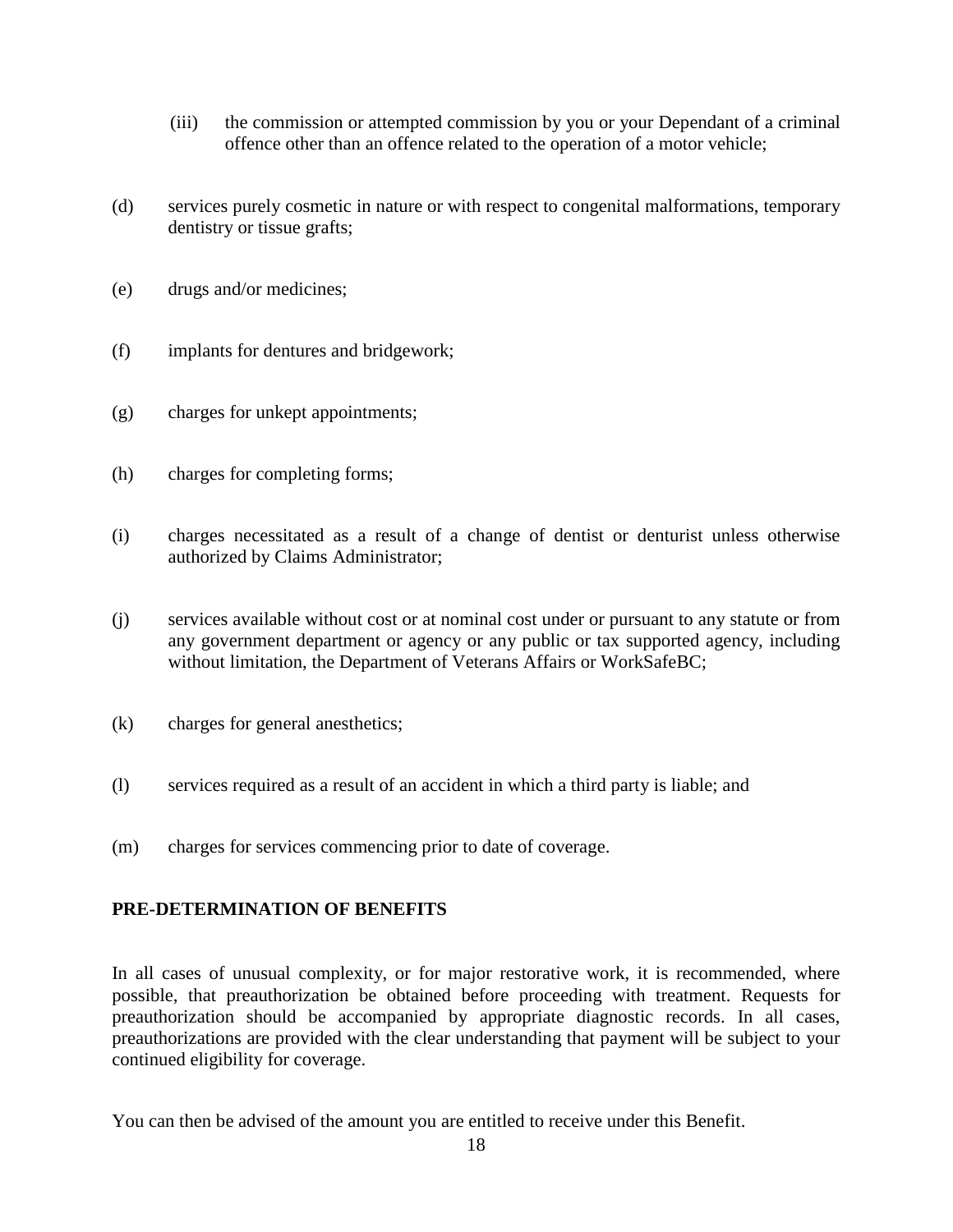(iii) the commission or attempted commission by you or your Dependant of a criminal offence other than an offence related to the operation of a motor vehicle;

(d) services purely cosmetic in nature or with respect to congenital malformations, temporary dentistry or tissue grafts;

(e) drugs and/or medicines;

(f) implants for dentures and bridgework;

(g) charges for unkept appointments;

(h) charges for completing forms;

(i) charges necessitated as a result of a change of dentist or denturist unless otherwise authorized by Claims Administrator;

(j) services available without cost or at nominal cost under or pursuant to any statute or from any government department or agency or any public or tax supported agency, including without limitation, the Department of Veterans Affairs or WorkSafeBC;

(k) charges for general anesthetics;

(l) services required as a result of an accident in which a third party is liable; and

(m) charges for services commencing prior to date of coverage.

**PRE-DETERMINATION OF BENEFITS**

In all cases of unusual complexity, or for major restorative work, it is recommended, where possible, that preauthorization be obtained before proceeding with treatment. Requests for preauthorization should be accompanied by appropriate diagnostic records. In all cases, preauthorizations are provided with the clear understanding that payment will be subject to your continued eligibility for coverage.

You can then be advised of the amount you are entitled to receive under this Benefit.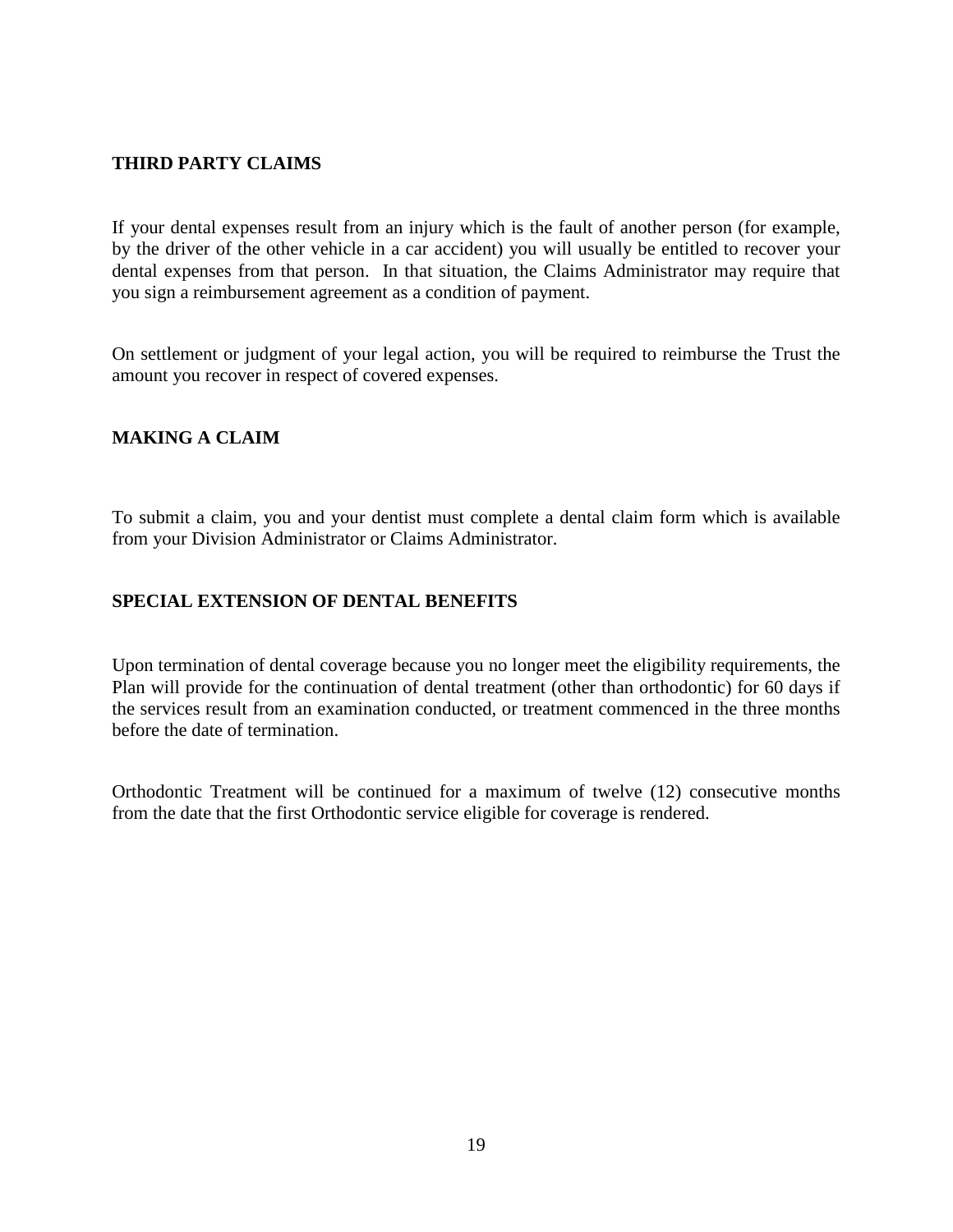## THIRD PARTY CLAIMS

If your dental expenses result from an injury which is the fault of another person (for example, by the driver of the other vehicle in a car accident) you will usually be entitled to recover your dental expenses from that person. In that situation, the Claims Administrator may require that you sign a reimbursement agreement as a condition of payment.

On settlement or judgment of your legal action, you will be required to reimburse the Trust the amount you recover in respect of covered expenses.

## MAKING A CLAIM

To submit a claim, you and your dentist must complete a dental claim form which is available from your Division Administrator or Claims Administrator.

## SPECIAL EXTENSION OF DENTAL BENEFITS

Upon termination of dental coverage because you no longer meet the eligibility requirements, the Plan will provide for the continuation of dental treatment (other than orthodontic) for 60 days if the services result from an examination conducted, or treatment commenced in the three months before the date of termination.

Orthodontic Treatment will be continued for a maximum of twelve (12) consecutive months from the date that the first Orthodontic service eligible for coverage is rendered.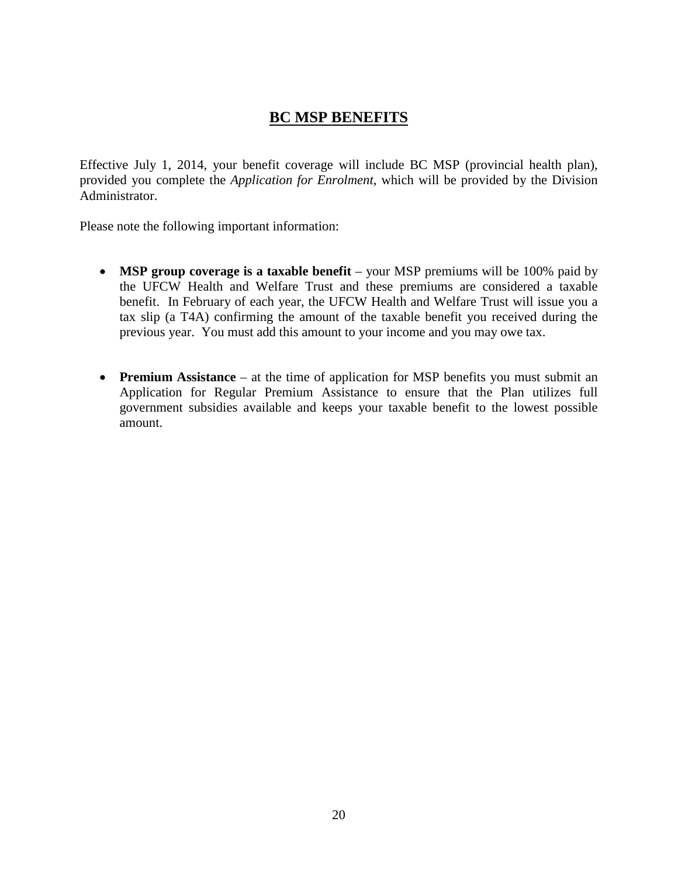# BC MSP BENEFITS

Effective July 1, 2014, your benefit coverage will include BC MSP (provincial health plan), provided you complete the *Application for Enrolment*, which will be provided by the Division Administrator.

Please note the following important information:

- **MSP group coverage is a taxable benefit** – your MSP premiums will be 100% paid by the UFCW Health and Welfare Trust and these premiums are considered a taxable benefit. In February of each year, the UFCW Health and Welfare Trust will issue you a tax slip (a T4A) confirming the amount of the taxable benefit you received during the previous year. You must add this amount to your income and you may owe tax.

- **Premium Assistance** – at the time of application for MSP benefits you must submit an Application for Regular Premium Assistance to ensure that the Plan utilizes full government subsidies available and keeps your taxable benefit to the lowest possible amount.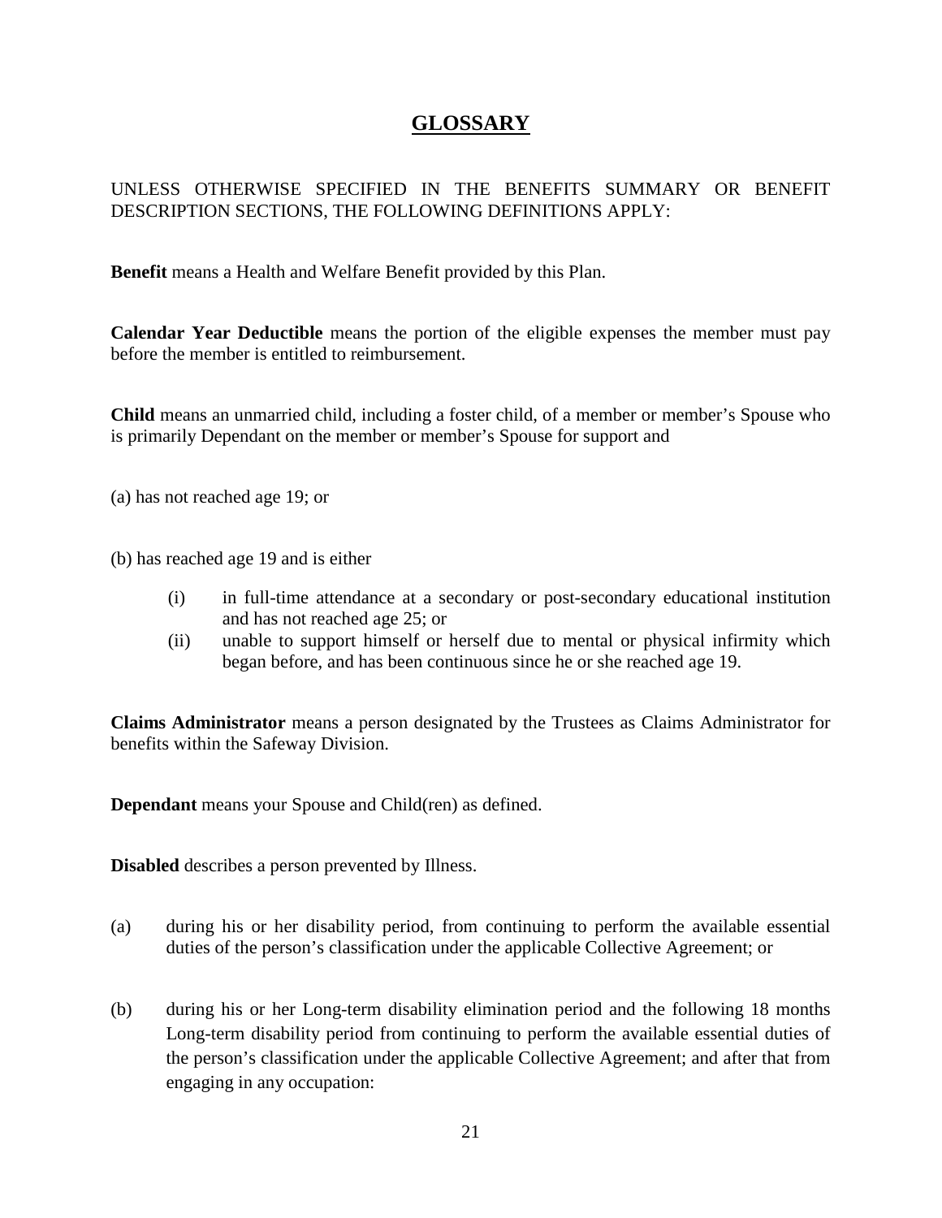# GLOSSARY

UNLESS OTHERWISE SPECIFIED IN THE BENEFITS SUMMARY OR BENEFIT DESCRIPTION SECTIONS, THE FOLLOWING DEFINITIONS APPLY:

**Benefit** means a Health and Welfare Benefit provided by this Plan.

**Calendar Year Deductible** means the portion of the eligible expenses the member must pay before the member is entitled to reimbursement.

**Child** means an unmarried child, including a foster child, of a member or member's Spouse who is primarily Dependant on the member or member's Spouse for support and

(a) has not reached age 19; or

(b) has reached age 19 and is either

- (i) in full-time attendance at a secondary or post-secondary educational institution and has not reached age 25; or
- (ii) unable to support himself or herself due to mental or physical infirmity which began before, and has been continuous since he or she reached age 19.

**Claims Administrator** means a person designated by the Trustees as Claims Administrator for benefits within the Safeway Division.

**Dependant** means your Spouse and Child(ren) as defined.

**Disabled** describes a person prevented by Illness.

(a) during his or her disability period, from continuing to perform the available essential duties of the person's classification under the applicable Collective Agreement; or

(b) during his or her Long-term disability elimination period and the following 18 months Long-term disability period from continuing to perform the available essential duties of the person's classification under the applicable Collective Agreement; and after that from engaging in any occupation: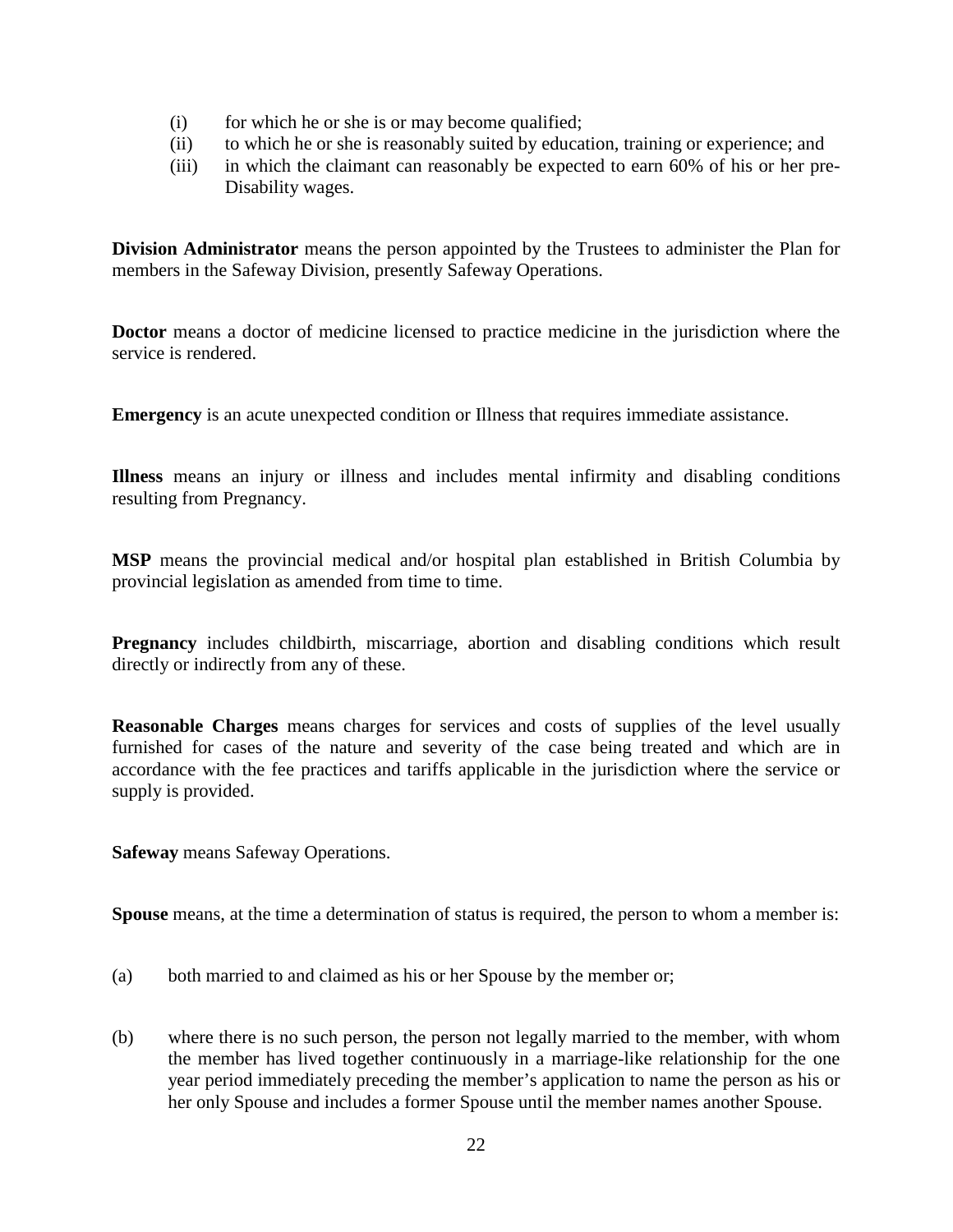(i) for which he or she is or may become qualified;
(ii) to which he or she is reasonably suited by education, training or experience; and
(iii) in which the claimant can reasonably be expected to earn 60% of his or her pre-Disability wages.

**Division Administrator** means the person appointed by the Trustees to administer the Plan for members in the Safeway Division, presently Safeway Operations.

**Doctor** means a doctor of medicine licensed to practice medicine in the jurisdiction where the service is rendered.

**Emergency** is an acute unexpected condition or Illness that requires immediate assistance.

**Illness** means an injury or illness and includes mental infirmity and disabling conditions resulting from Pregnancy.

**MSP** means the provincial medical and/or hospital plan established in British Columbia by provincial legislation as amended from time to time.

**Pregnancy** includes childbirth, miscarriage, abortion and disabling conditions which result directly or indirectly from any of these.

**Reasonable Charges** means charges for services and costs of supplies of the level usually furnished for cases of the nature and severity of the case being treated and which are in accordance with the fee practices and tariffs applicable in the jurisdiction where the service or supply is provided.

**Safeway** means Safeway Operations.

**Spouse** means, at the time a determination of status is required, the person to whom a member is:

(a) both married to and claimed as his or her Spouse by the member or;

(b) where there is no such person, the person not legally married to the member, with whom the member has lived together continuously in a marriage-like relationship for the one year period immediately preceding the member's application to name the person as his or her only Spouse and includes a former Spouse until the member names another Spouse.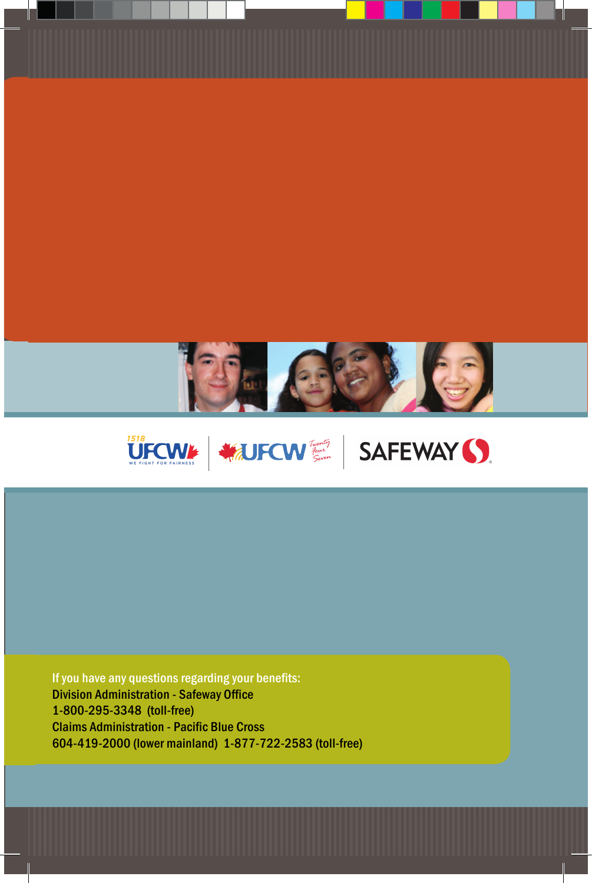If you have any questions regarding your benefits:
Division Administration - Safeway Office
1-800-295-3348 (toll-free)
Claims Administration - Pacific Blue Cross
604-419-2000 (lower mainland) 1-877-722-2583 (toll-free)